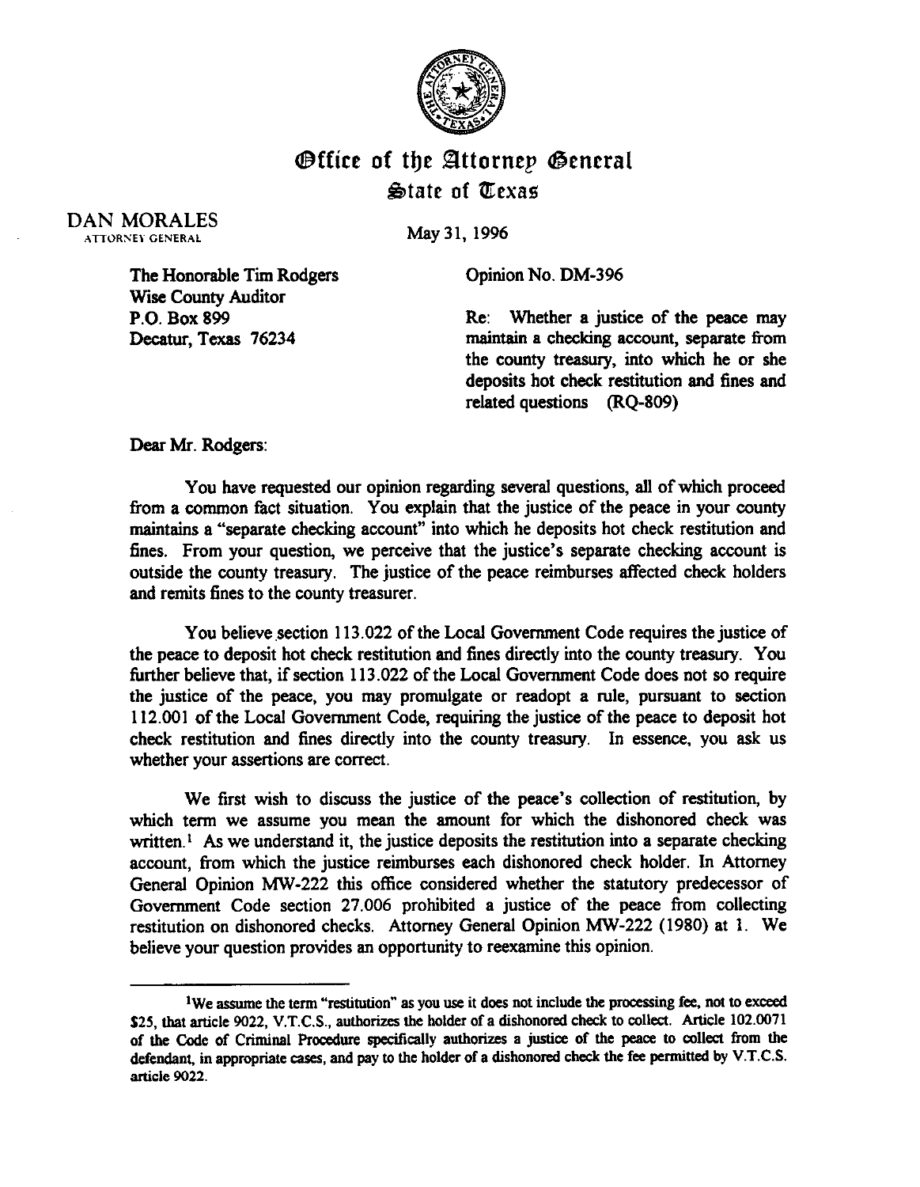# Office of the Attorney General
## State of Texas

DAN MORALES
ATTORNEY GENERAL

May 31, 1996

The Honorable Tim Rodgers
Wise County Auditor
P.O. Box 899
Decatur, Texas 76234

Opinion No. DM-396

Re: Whether a justice of the peace may maintain a checking account, separate from the county treasury, into which he or she deposits hot check restitution and fines and related questions (RQ-809)

Dear Mr. Rodgers:

You have requested our opinion regarding several questions, all of which proceed from a common fact situation. You explain that the justice of the peace in your county maintains a "separate checking account" into which he deposits hot check restitution and fines. From your question, we perceive that the justice's separate checking account is outside the county treasury. The justice of the peace reimburses affected check holders and remits fines to the county treasurer.

You believe section 113.022 of the Local Government Code requires the justice of the peace to deposit hot check restitution and fines directly into the county treasury. You further believe that, if section 113.022 of the Local Government Code does not so require the justice of the peace, you may promulgate or readopt a rule, pursuant to section 112.001 of the Local Government Code, requiring the justice of the peace to deposit hot check restitution and fines directly into the county treasury. In essence, you ask us whether your assertions are correct.

We first wish to discuss the justice of the peace's collection of restitution, by which term we assume you mean the amount for which the dishonored check was written.[1] As we understand it, the justice deposits the restitution into a separate checking account, from which the justice reimburses each dishonored check holder. In Attorney General Opinion MW-222 this office considered whether the statutory predecessor of Government Code section 27.006 prohibited a justice of the peace from collecting restitution on dishonored checks. Attorney General Opinion MW-222 (1980) at 1. We believe your question provides an opportunity to reexamine this opinion.

---

[1] We assume the term "restitution" as you use it does not include the processing fee, not to exceed $25, that article 9022, V.T.C.S., authorizes the holder of a dishonored check to collect. Article 102.0071 of the Code of Criminal Procedure specifically authorizes a justice of the peace to collect from the defendant, in appropriate cases, and pay to the holder of a dishonored check the fee permitted by V.T.C.S. article 9022.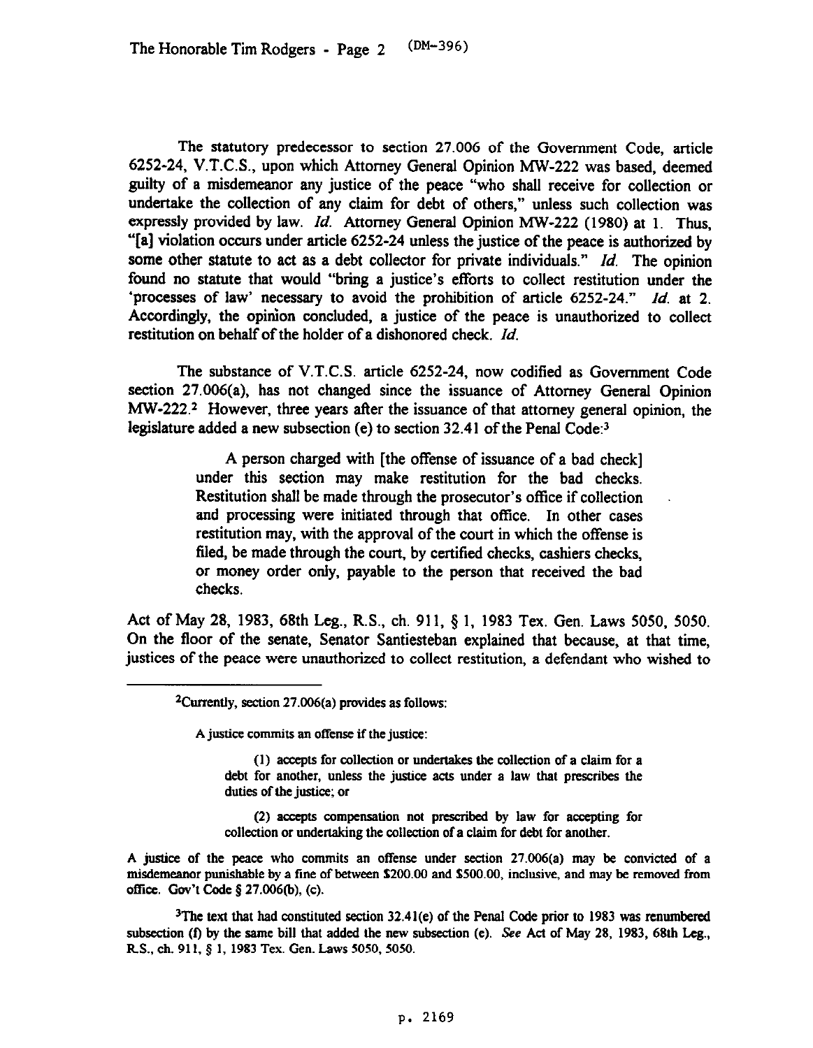The statutory predecessor to section 27.006 of the Government Code, article 6252-24, V.T.C.S., upon which Attorney General Opinion MW-222 was based, deemed guilty of a misdemeanor any justice of the peace "who shall receive for collection or undertake the collection of any claim for debt of others," unless such collection was expressly provided by law. *Id.* Attorney General Opinion MW-222 (1980) at 1. Thus, "[a] violation occurs under article 6252-24 unless the justice of the peace is authorized by some other statute to act as a debt collector for private individuals." *Id.* The opinion found no statute that would "bring a justice's efforts to collect restitution under the 'processes of law' necessary to avoid the prohibition of article 6252-24." *Id.* at 2. Accordingly, the opinion concluded, a justice of the peace is unauthorized to collect restitution on behalf of the holder of a dishonored check. *Id.*

The substance of V.T.C.S. article 6252-24, now codified as Government Code section 27.006(a), has not changed since the issuance of Attorney General Opinion MW-222.[2] However, three years after the issuance of that attorney general opinion, the legislature added a new subsection (e) to section 32.41 of the Penal Code:[3]

> A person charged with [the offense of issuance of a bad check] under this section may make restitution for the bad checks. Restitution shall be made through the prosecutor's office if collection and processing were initiated through that office. In other cases restitution may, with the approval of the court in which the offense is filed, be made through the court, by certified checks, cashiers checks, or money order only, payable to the person that received the bad checks.

Act of May 28, 1983, 68th Leg., R.S., ch. 911, § 1, 1983 Tex. Gen. Laws 5050, 5050. On the floor of the senate, Senator Santiesteban explained that because, at that time, justices of the peace were unauthorized to collect restitution, a defendant who wished to

---

[2]Currently, section 27.006(a) provides as follows:

> A justice commits an offense if the justice:
>
> (1) accepts for collection or undertakes the collection of a claim for a debt for another, unless the justice acts under a law that prescribes the duties of the justice; or
>
> (2) accepts compensation not prescribed by law for accepting for collection or undertaking the collection of a claim for debt for another.

A justice of the peace who commits an offense under section 27.006(a) may be convicted of a misdemeanor punishable by a fine of between $200.00 and $500.00, inclusive, and may be removed from office. Gov't Code § 27.006(b), (c).

[3]The text that had constituted section 32.41(e) of the Penal Code prior to 1983 was renumbered subsection (f) by the same bill that added the new subsection (e). *See* Act of May 28, 1983, 68th Leg., R.S., ch. 911, § 1, 1983 Tex. Gen. Laws 5050, 5050.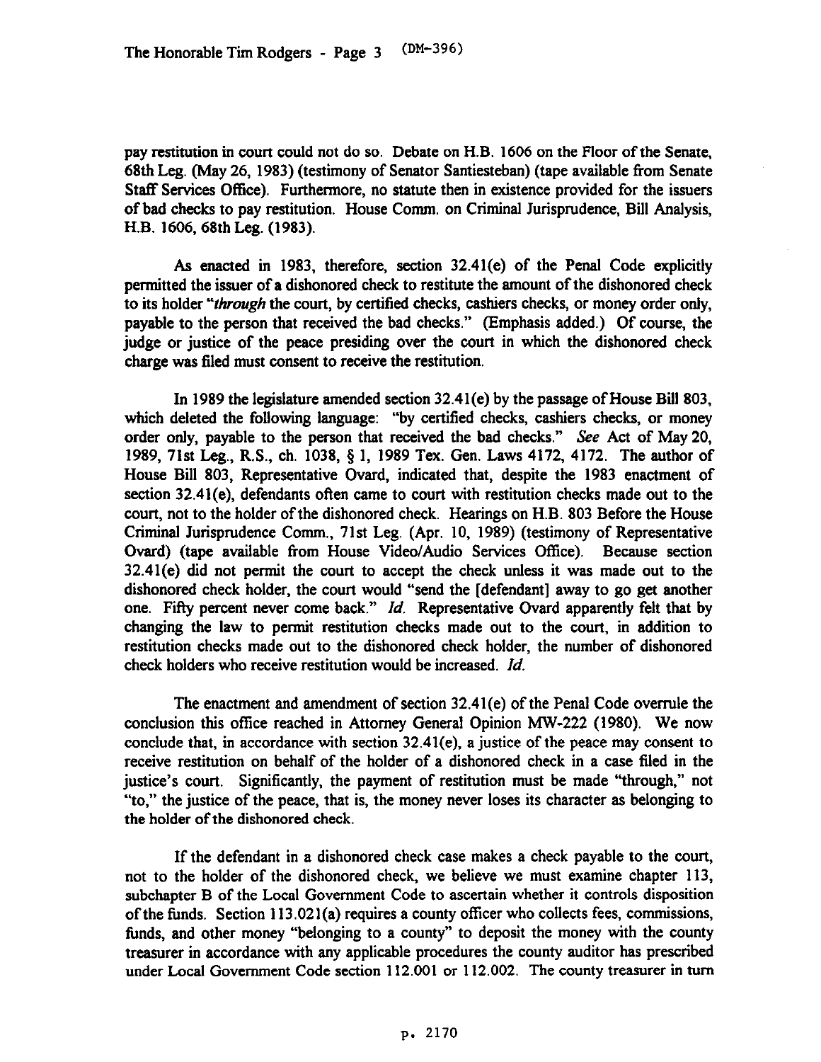pay restitution in court could not do so. Debate on H.B. 1606 on the Floor of the Senate, 68th Leg. (May 26, 1983) (testimony of Senator Santiesteban) (tape available from Senate Staff Services Office). Furthermore, no statute then in existence provided for the issuers of bad checks to pay restitution. House Comm. on Criminal Jurisprudence, Bill Analysis, H.B. 1606, 68th Leg. (1983).

As enacted in 1983, therefore, section 32.41(e) of the Penal Code explicitly permitted the issuer of a dishonored check to restitute the amount of the dishonored check to its holder "*through* the court, by certified checks, cashiers checks, or money order only, payable to the person that received the bad checks." (Emphasis added.) Of course, the judge or justice of the peace presiding over the court in which the dishonored check charge was filed must consent to receive the restitution.

In 1989 the legislature amended section 32.41(e) by the passage of House Bill 803, which deleted the following language: "by certified checks, cashiers checks, or money order only, payable to the person that received the bad checks." *See* Act of May 20, 1989, 71st Leg., R.S., ch. 1038, § 1, 1989 Tex. Gen. Laws 4172, 4172. The author of House Bill 803, Representative Ovard, indicated that, despite the 1983 enactment of section 32.41(e), defendants often came to court with restitution checks made out to the court, not to the holder of the dishonored check. Hearings on H.B. 803 Before the House Criminal Jurisprudence Comm., 71st Leg. (Apr. 10, 1989) (testimony of Representative Ovard) (tape available from House Video/Audio Services Office). Because section 32.41(e) did not permit the court to accept the check unless it was made out to the dishonored check holder, the court would "send the [defendant] away to go get another one. Fifty percent never come back." *Id.* Representative Ovard apparently felt that by changing the law to permit restitution checks made out to the court, in addition to restitution checks made out to the dishonored check holder, the number of dishonored check holders who receive restitution would be increased. *Id.*

The enactment and amendment of section 32.41(e) of the Penal Code overrule the conclusion this office reached in Attorney General Opinion MW-222 (1980). We now conclude that, in accordance with section 32.41(e), a justice of the peace may consent to receive restitution on behalf of the holder of a dishonored check in a case filed in the justice's court. Significantly, the payment of restitution must be made "through," not "to," the justice of the peace, that is, the money never loses its character as belonging to the holder of the dishonored check.

If the defendant in a dishonored check case makes a check payable to the court, not to the holder of the dishonored check, we believe we must examine chapter 113, subchapter B of the Local Government Code to ascertain whether it controls disposition of the funds. Section 113.021(a) requires a county officer who collects fees, commissions, funds, and other money "belonging to a county" to deposit the money with the county treasurer in accordance with any applicable procedures the county auditor has prescribed under Local Government Code section 112.001 or 112.002. The county treasurer in turn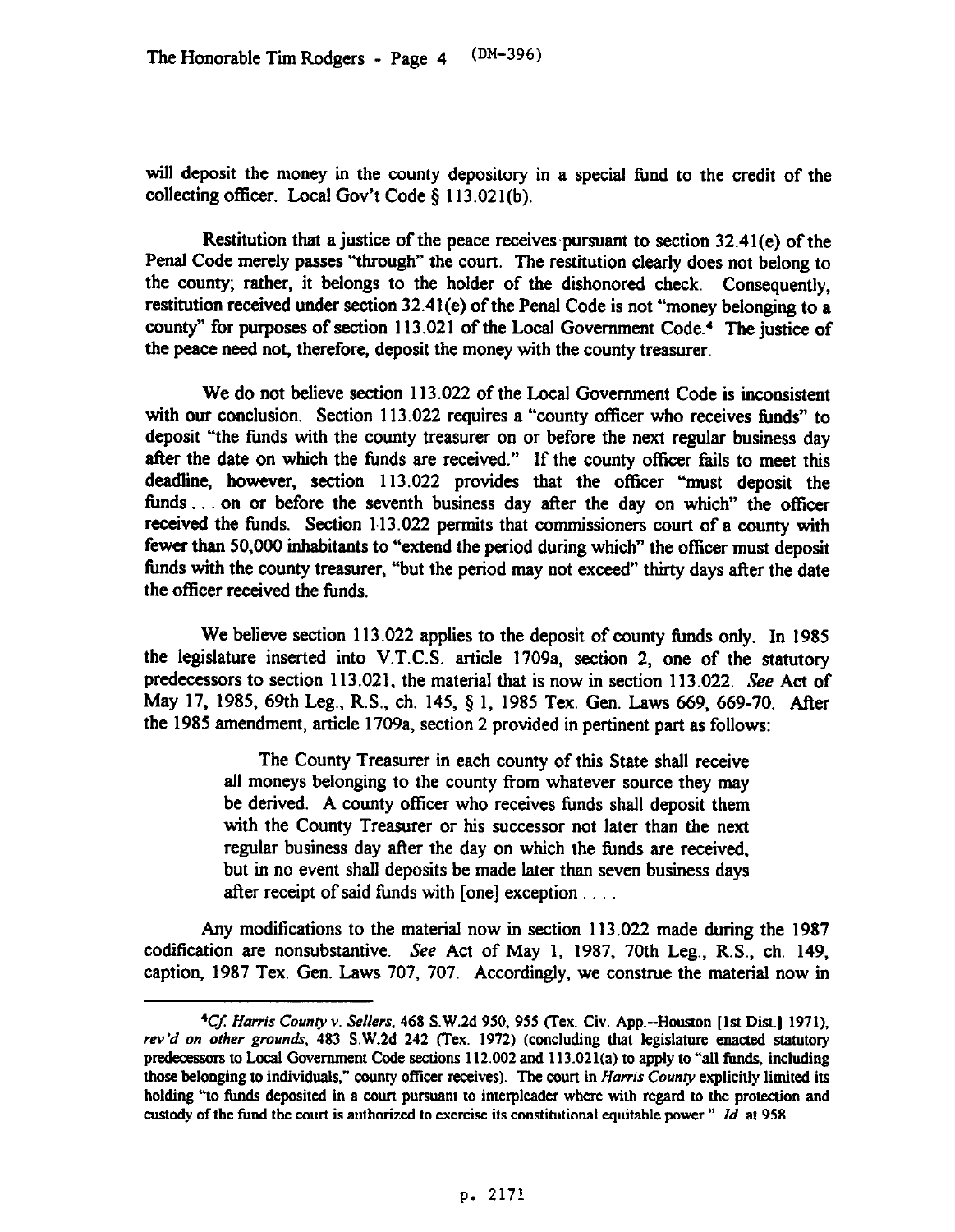will deposit the money in the county depository in a special fund to the credit of the collecting officer. Local Gov't Code § 113.021(b).

Restitution that a justice of the peace receives pursuant to section 32.41(e) of the Penal Code merely passes "through" the court. The restitution clearly does not belong to the county; rather, it belongs to the holder of the dishonored check. Consequently, restitution received under section 32.41(e) of the Penal Code is not "money belonging to a county" for purposes of section 113.021 of the Local Government Code.[4] The justice of the peace need not, therefore, deposit the money with the county treasurer.

We do not believe section 113.022 of the Local Government Code is inconsistent with our conclusion. Section 113.022 requires a "county officer who receives funds" to deposit "the funds with the county treasurer on or before the next regular business day after the date on which the funds are received." If the county officer fails to meet this deadline, however, section 113.022 provides that the officer "must deposit the funds . . . on or before the seventh business day after the day on which" the officer received the funds. Section 113.022 permits that commissioners court of a county with fewer than 50,000 inhabitants to "extend the period during which" the officer must deposit funds with the county treasurer, "but the period may not exceed" thirty days after the date the officer received the funds.

We believe section 113.022 applies to the deposit of county funds only. In 1985 the legislature inserted into V.T.C.S. article 1709a, section 2, one of the statutory predecessors to section 113.021, the material that is now in section 113.022. *See* Act of May 17, 1985, 69th Leg., R.S., ch. 145, § 1, 1985 Tex. Gen. Laws 669, 669-70. After the 1985 amendment, article 1709a, section 2 provided in pertinent part as follows:

> The County Treasurer in each county of this State shall receive all moneys belonging to the county from whatever source they may be derived. A county officer who receives funds shall deposit them with the County Treasurer or his successor not later than the next regular business day after the day on which the funds are received, but in no event shall deposits be made later than seven business days after receipt of said funds with [one] exception . . . .

Any modifications to the material now in section 113.022 made during the 1987 codification are nonsubstantive. *See* Act of May 1, 1987, 70th Leg., R.S., ch. 149, caption, 1987 Tex. Gen. Laws 707, 707. Accordingly, we construe the material now in

---

[4] *Cf. Harris County v. Sellers*, 468 S.W.2d 950, 955 (Tex. Civ. App.--Houston [1st Dist.] 1971), *rev'd on other grounds*, 483 S.W.2d 242 (Tex. 1972) (concluding that legislature enacted statutory predecessors to Local Government Code sections 112.002 and 113.021(a) to apply to "all funds, including those belonging to individuals," county officer receives). The court in *Harris County* explicitly limited its holding "to funds deposited in a court pursuant to interpleader where with regard to the protection and custody of the fund the court is authorized to exercise its constitutional equitable power." *Id.* at 958.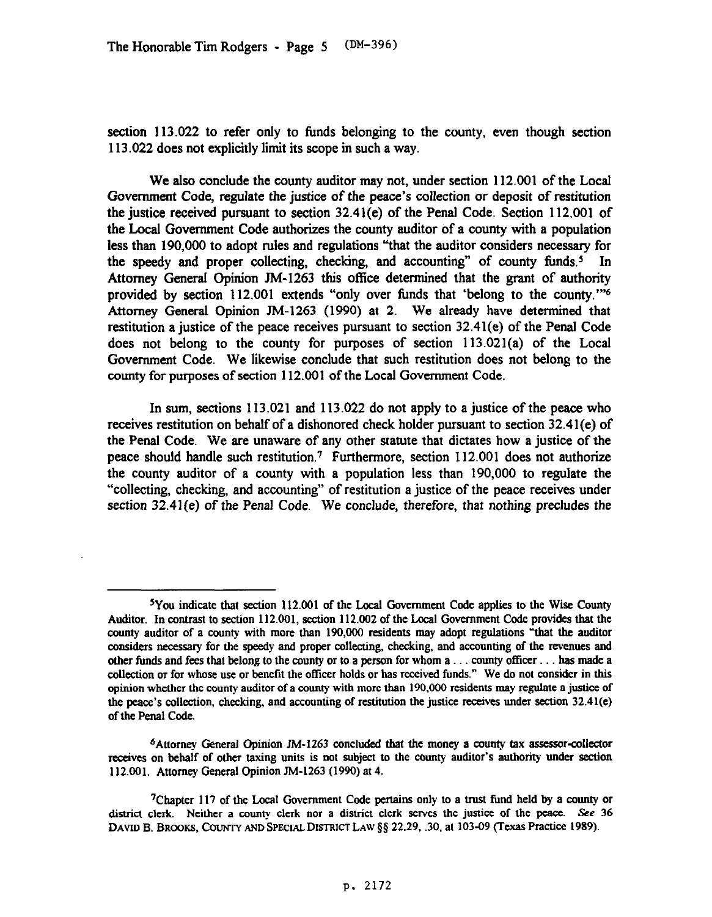section 113.022 to refer only to funds belonging to the county, even though section 113.022 does not explicitly limit its scope in such a way.

We also conclude the county auditor may not, under section 112.001 of the Local Government Code, regulate the justice of the peace's collection or deposit of restitution the justice received pursuant to section 32.41(e) of the Penal Code. Section 112.001 of the Local Government Code authorizes the county auditor of a county with a population less than 190,000 to adopt rules and regulations "that the auditor considers necessary for the speedy and proper collecting, checking, and accounting" of county funds.[5] In Attorney General Opinion JM-1263 this office determined that the grant of authority provided by section 112.001 extends "only over funds that 'belong to the county.'"[6] Attorney General Opinion JM-1263 (1990) at 2. We already have determined that restitution a justice of the peace receives pursuant to section 32.41(e) of the Penal Code does not belong to the county for purposes of section 113.021(a) of the Local Government Code. We likewise conclude that such restitution does not belong to the county for purposes of section 112.001 of the Local Government Code.

In sum, sections 113.021 and 113.022 do not apply to a justice of the peace who receives restitution on behalf of a dishonored check holder pursuant to section 32.41(e) of the Penal Code. We are unaware of any other statute that dictates how a justice of the peace should handle such restitution.[7] Furthermore, section 112.001 does not authorize the county auditor of a county with a population less than 190,000 to regulate the "collecting, checking, and accounting" of restitution a justice of the peace receives under section 32.41(e) of the Penal Code. We conclude, therefore, that nothing precludes the

---

[5]You indicate that section 112.001 of the Local Government Code applies to the Wise County Auditor. In contrast to section 112.001, section 112.002 of the Local Government Code provides that the county auditor of a county with more than 190,000 residents may adopt regulations "that the auditor considers necessary for the speedy and proper collecting, checking, and accounting of the revenues and other funds and fees that belong to the county or to a person for whom a . . . county officer . . . has made a collection or for whose use or benefit the officer holds or has received funds." We do not consider in this opinion whether the county auditor of a county with more than 190,000 residents may regulate a justice of the peace's collection, checking, and accounting of restitution the justice receives under section 32.41(e) of the Penal Code.

[6]Attorney General Opinion JM-1263 concluded that the money a county tax assessor-collector receives on behalf of other taxing units is not subject to the county auditor's authority under section 112.001. Attorney General Opinion JM-1263 (1990) at 4.

[7]Chapter 117 of the Local Government Code pertains only to a trust fund held by a county or district clerk. Neither a county clerk nor a district clerk serves the justice of the peace. *See* 36 DAVID B. BROOKS, COUNTY AND SPECIAL DISTRICT LAW §§ 22.29, .30, at 103-09 (Texas Practice 1989).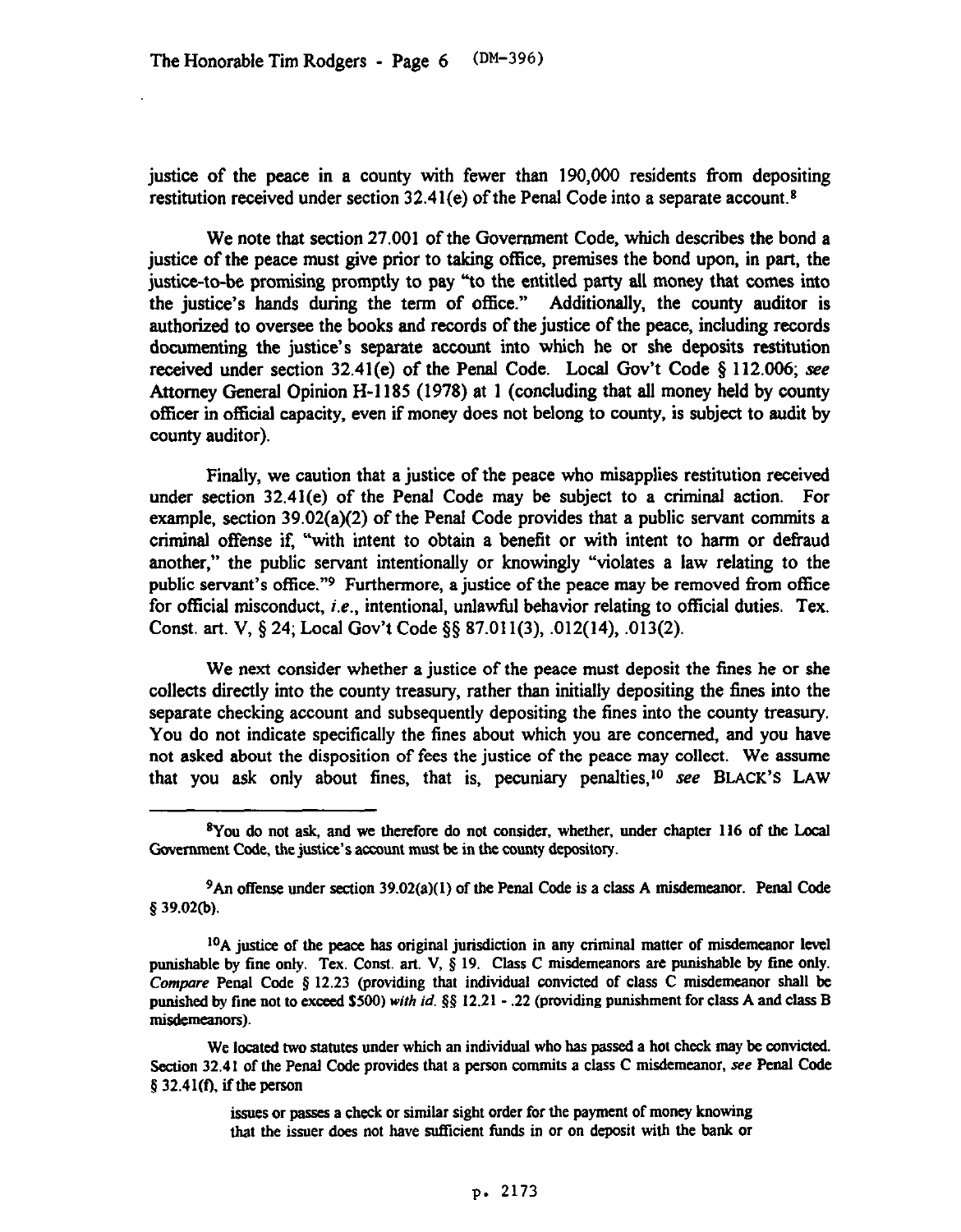justice of the peace in a county with fewer than 190,000 residents from depositing restitution received under section 32.41(e) of the Penal Code into a separate account.[8]

We note that section 27.001 of the Government Code, which describes the bond a justice of the peace must give prior to taking office, premises the bond upon, in part, the justice-to-be promising promptly to pay "to the entitled party all money that comes into the justice's hands during the term of office." Additionally, the county auditor is authorized to oversee the books and records of the justice of the peace, including records documenting the justice's separate account into which he or she deposits restitution received under section 32.41(e) of the Penal Code. Local Gov't Code § 112.006; *see* Attorney General Opinion H-1185 (1978) at 1 (concluding that all money held by county officer in official capacity, even if money does not belong to county, is subject to audit by county auditor).

Finally, we caution that a justice of the peace who misapplies restitution received under section 32.41(e) of the Penal Code may be subject to a criminal action. For example, section 39.02(a)(2) of the Penal Code provides that a public servant commits a criminal offense if, "with intent to obtain a benefit or with intent to harm or defraud another," the public servant intentionally or knowingly "violates a law relating to the public servant's office."[9] Furthermore, a justice of the peace may be removed from office for official misconduct, *i.e.*, intentional, unlawful behavior relating to official duties. Tex. Const. art. V, § 24; Local Gov't Code §§ 87.011(3), .012(14), .013(2).

We next consider whether a justice of the peace must deposit the fines he or she collects directly into the county treasury, rather than initially depositing the fines into the separate checking account and subsequently depositing the fines into the county treasury. You do not indicate specifically the fines about which you are concerned, and you have not asked about the disposition of fees the justice of the peace may collect. We assume that you ask only about fines, that is, pecuniary penalties,[10] *see* BLACK'S LAW

---

[8]You do not ask, and we therefore do not consider, whether, under chapter 116 of the Local Government Code, the justice's account must be in the county depository.

[9]An offense under section 39.02(a)(1) of the Penal Code is a class A misdemeanor. Penal Code § 39.02(b).

[10]A justice of the peace has original jurisdiction in any criminal matter of misdemeanor level punishable by fine only. Tex. Const. art. V, § 19. Class C misdemeanors are punishable by fine only. *Compare* Penal Code § 12.23 (providing that individual convicted of class C misdemeanor shall be punished by fine not to exceed $500) *with id.* §§ 12.21 - .22 (providing punishment for class A and class B misdemeanors).

We located two statutes under which an individual who has passed a hot check may be convicted. Section 32.41 of the Penal Code provides that a person commits a class C misdemeanor, *see* Penal Code § 32.41(f), if the person

> issues or passes a check or similar sight order for the payment of money knowing that the issuer does not have sufficient funds in or on deposit with the bank or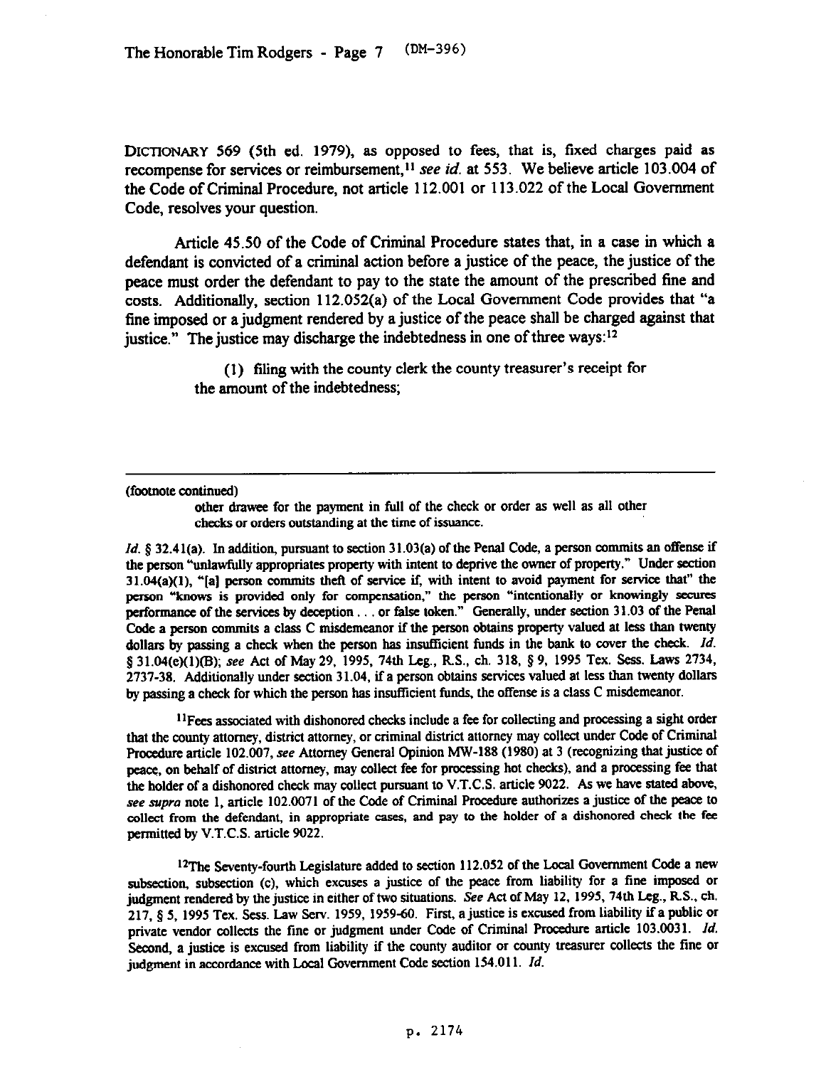DICTIONARY 569 (5th ed. 1979), as opposed to fees, that is, fixed charges paid as recompense for services or reimbursement,[11] *see id.* at 553. We believe article 103.004 of the Code of Criminal Procedure, not article 112.001 or 113.022 of the Local Government Code, resolves your question.

Article 45.50 of the Code of Criminal Procedure states that, in a case in which a defendant is convicted of a criminal action before a justice of the peace, the justice of the peace must order the defendant to pay to the state the amount of the prescribed fine and costs. Additionally, section 112.052(a) of the Local Government Code provides that "a fine imposed or a judgment rendered by a justice of the peace shall be charged against that justice." The justice may discharge the indebtedness in one of three ways:[12]

(1) filing with the county clerk the county treasurer's receipt for the amount of the indebtedness;

---

(footnote continued)

> other drawee for the payment in full of the check or order as well as all other checks or orders outstanding at the time of issuance.

*Id.* § 32.41(a). In addition, pursuant to section 31.03(a) of the Penal Code, a person commits an offense if the person "unlawfully appropriates property with intent to deprive the owner of property." Under section 31.04(a)(1), "[a] person commits theft of service if, with intent to avoid payment for service that" the person "knows is provided only for compensation," the person "intentionally or knowingly secures performance of the services by deception . . . or false token." Generally, under section 31.03 of the Penal Code a person commits a class C misdemeanor if the person obtains property valued at less than twenty dollars by passing a check when the person has insufficient funds in the bank to cover the check. *Id.* § 31.04(e)(1)(B); *see* Act of May 29, 1995, 74th Leg., R.S., ch. 318, § 9, 1995 Tex. Sess. Laws 2734, 2737-38. Additionally under section 31.04, if a person obtains services valued at less than twenty dollars by passing a check for which the person has insufficient funds, the offense is a class C misdemeanor.

[11]Fees associated with dishonored checks include a fee for collecting and processing a sight order that the county attorney, district attorney, or criminal district attorney may collect under Code of Criminal Procedure article 102.007, *see* Attorney General Opinion MW-188 (1980) at 3 (recognizing that justice of peace, on behalf of district attorney, may collect fee for processing hot checks), and a processing fee that the holder of a dishonored check may collect pursuant to V.T.C.S. article 9022. As we have stated above, *see supra* note 1, article 102.0071 of the Code of Criminal Procedure authorizes a justice of the peace to collect from the defendant, in appropriate cases, and pay to the holder of a dishonored check the fee permitted by V.T.C.S. article 9022.

[12]The Seventy-fourth Legislature added to section 112.052 of the Local Government Code a new subsection, subsection (c), which excuses a justice of the peace from liability for a fine imposed or judgment rendered by the justice in either of two situations. *See* Act of May 12, 1995, 74th Leg., R.S., ch. 217, § 5, 1995 Tex. Sess. Law Serv. 1959, 1959-60. First, a justice is excused from liability if a public or private vendor collects the fine or judgment under Code of Criminal Procedure article 103.0031. *Id.* Second, a justice is excused from liability if the county auditor or county treasurer collects the fine or judgment in accordance with Local Government Code section 154.011. *Id.*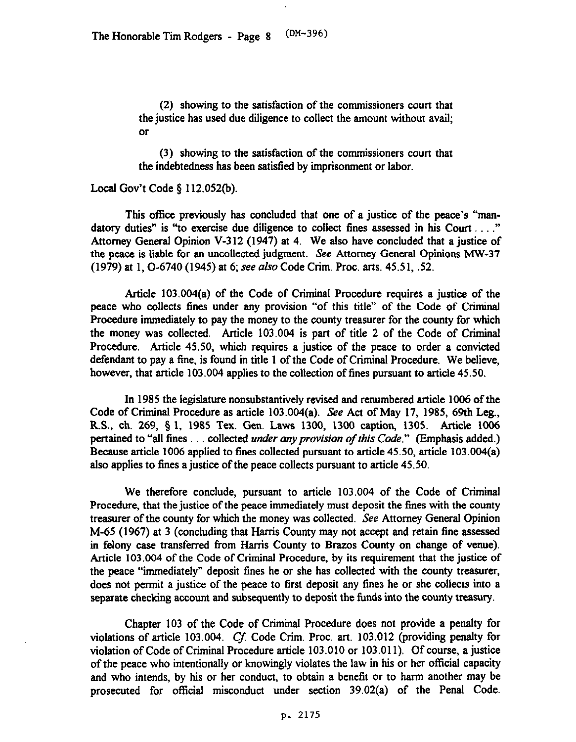(2) showing to the satisfaction of the commissioners court that the justice has used due diligence to collect the amount without avail; or

(3) showing to the satisfaction of the commissioners court that the indebtedness has been satisfied by imprisonment or labor.

Local Gov't Code § 112.052(b).

This office previously has concluded that one of a justice of the peace's "mandatory duties" is "to exercise due diligence to collect fines assessed in his Court . . . ." Attorney General Opinion V-312 (1947) at 4. We also have concluded that a justice of the peace is liable for an uncollected judgment. *See* Attorney General Opinions MW-37 (1979) at 1, O-6740 (1945) at 6; *see also* Code Crim. Proc. arts. 45.51, .52.

Article 103.004(a) of the Code of Criminal Procedure requires a justice of the peace who collects fines under any provision "of this title" of the Code of Criminal Procedure immediately to pay the money to the county treasurer for the county for which the money was collected. Article 103.004 is part of title 2 of the Code of Criminal Procedure. Article 45.50, which requires a justice of the peace to order a convicted defendant to pay a fine, is found in title 1 of the Code of Criminal Procedure. We believe, however, that article 103.004 applies to the collection of fines pursuant to article 45.50.

In 1985 the legislature nonsubstantively revised and renumbered article 1006 of the Code of Criminal Procedure as article 103.004(a). *See* Act of May 17, 1985, 69th Leg., R.S., ch. 269, § 1, 1985 Tex. Gen. Laws 1300, 1300 caption, 1305. Article 1006 pertained to "all fines . . . collected *under any provision of this Code*." (Emphasis added.) Because article 1006 applied to fines collected pursuant to article 45.50, article 103.004(a) also applies to fines a justice of the peace collects pursuant to article 45.50.

We therefore conclude, pursuant to article 103.004 of the Code of Criminal Procedure, that the justice of the peace immediately must deposit the fines with the county treasurer of the county for which the money was collected. *See* Attorney General Opinion M-65 (1967) at 3 (concluding that Harris County may not accept and retain fine assessed in felony case transferred from Harris County to Brazos County on change of venue). Article 103.004 of the Code of Criminal Procedure, by its requirement that the justice of the peace "immediately" deposit fines he or she has collected with the county treasurer, does not permit a justice of the peace to first deposit any fines he or she collects into a separate checking account and subsequently to deposit the funds into the county treasury.

Chapter 103 of the Code of Criminal Procedure does not provide a penalty for violations of article 103.004. *Cf.* Code Crim. Proc. art. 103.012 (providing penalty for violation of Code of Criminal Procedure article 103.010 or 103.011). Of course, a justice of the peace who intentionally or knowingly violates the law in his or her official capacity and who intends, by his or her conduct, to obtain a benefit or to harm another may be prosecuted for official misconduct under section 39.02(a) of the Penal Code.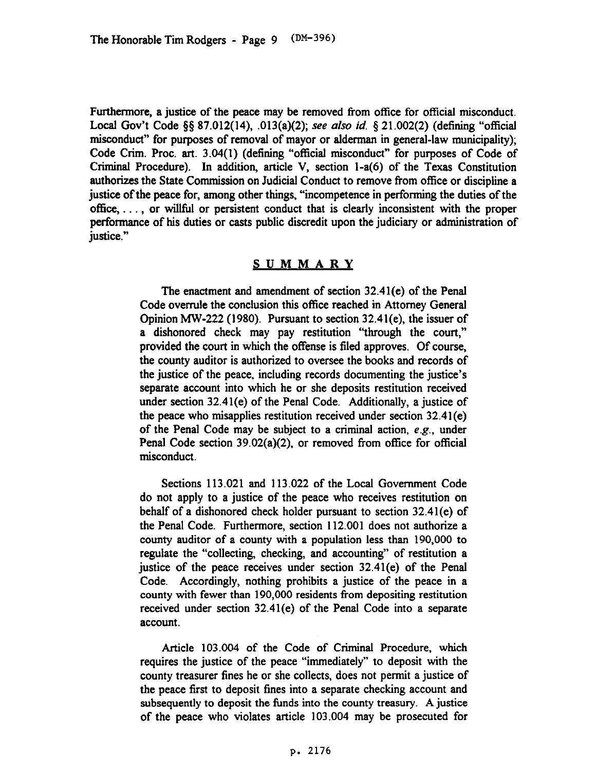Furthermore, a justice of the peace may be removed from office for official misconduct. Local Gov't Code §§ 87.012(14), .013(a)(2); *see also id.* § 21.002(2) (defining "official misconduct" for purposes of removal of mayor or alderman in general-law municipality); Code Crim. Proc. art. 3.04(1) (defining "official misconduct" for purposes of Code of Criminal Procedure). In addition, article V, section 1-a(6) of the Texas Constitution authorizes the State Commission on Judicial Conduct to remove from office or discipline a justice of the peace for, among other things, "incompetence in performing the duties of the office, . . . , or willful or persistent conduct that is clearly inconsistent with the proper performance of his duties or casts public discredit upon the judiciary or administration of justice."

## SUMMARY

The enactment and amendment of section 32.41(e) of the Penal Code overrule the conclusion this office reached in Attorney General Opinion MW-222 (1980). Pursuant to section 32.41(e), the issuer of a dishonored check may pay restitution "through the court," provided the court in which the offense is filed approves. Of course, the county auditor is authorized to oversee the books and records of the justice of the peace, including records documenting the justice's separate account into which he or she deposits restitution received under section 32.41(e) of the Penal Code. Additionally, a justice of the peace who misapplies restitution received under section 32.41(e) of the Penal Code may be subject to a criminal action, *e.g.*, under Penal Code section 39.02(a)(2), or removed from office for official misconduct.

Sections 113.021 and 113.022 of the Local Government Code do not apply to a justice of the peace who receives restitution on behalf of a dishonored check holder pursuant to section 32.41(e) of the Penal Code. Furthermore, section 112.001 does not authorize a county auditor of a county with a population less than 190,000 to regulate the "collecting, checking, and accounting" of restitution a justice of the peace receives under section 32.41(e) of the Penal Code. Accordingly, nothing prohibits a justice of the peace in a county with fewer than 190,000 residents from depositing restitution received under section 32.41(e) of the Penal Code into a separate account.

Article 103.004 of the Code of Criminal Procedure, which requires the justice of the peace "immediately" to deposit with the county treasurer fines he or she collects, does not permit a justice of the peace first to deposit fines into a separate checking account and subsequently to deposit the funds into the county treasury. A justice of the peace who violates article 103.004 may be prosecuted for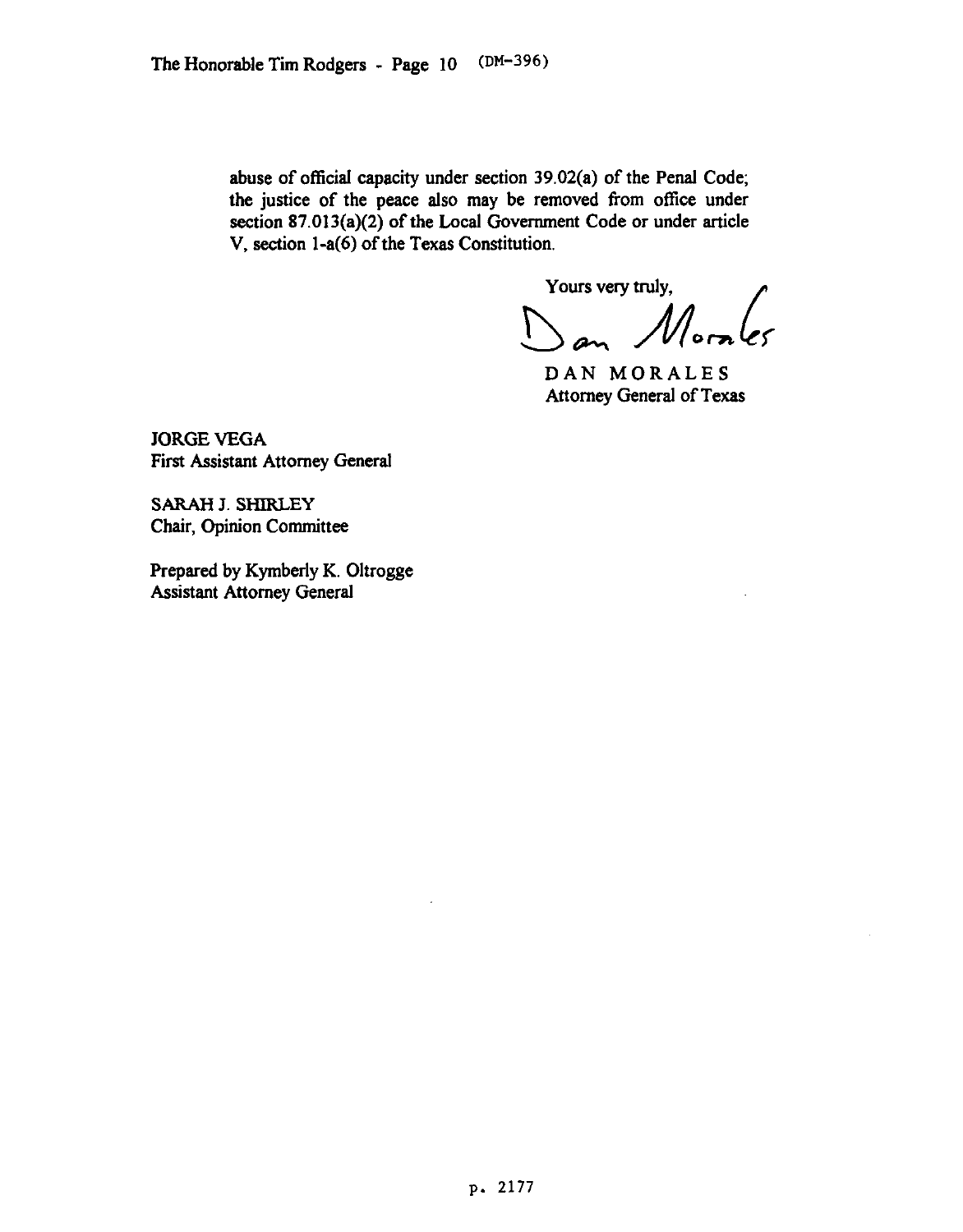abuse of official capacity under section 39.02(a) of the Penal Code; the justice of the peace also may be removed from office under section 87.013(a)(2) of the Local Government Code or under article V, section 1-a(6) of the Texas Constitution.

Yours very truly,

Dan Morales

DAN MORALES
Attorney General of Texas

JORGE VEGA
First Assistant Attorney General

SARAH J. SHIRLEY
Chair, Opinion Committee

Prepared by Kymberly K. Oltrogge
Assistant Attorney General